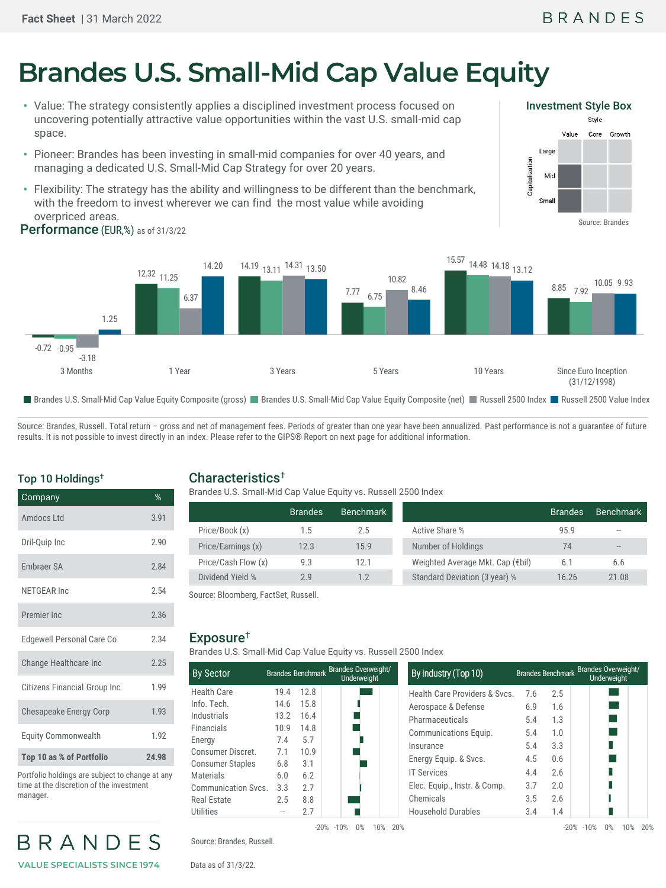# Brandes U.S. Small-Mid Cap Value Equity

- Value: The strategy consistently applies a disciplined investment process focused on uncovering potentially attractive value opportunities within the vast U.S. small-mid cap space.
- Pioneer: Brandes has been investing in small-mid companies for over 40 years, and managing a dedicated U.S. Small-Mid Cap Strategy for over 20 years.
- Flexibility: The strategy has the ability and willingness to be different than the benchmark, with the freedom to invest wherever we can find the most value while avoiding overpriced areas.

### Investment Style Box

| Capitalization \ Style | Value | Core | Growth |
|---|---|---|---|
| Large | | | |
| Mid | ■ | | |
| Small | ■ | | |

Source: Brandes

## Performance (EUR,%) as of 31/3/22

| | 3 Months | 1 Year | 3 Years | 5 Years | 10 Years | Since Euro Inception (31/12/1998) |
|---|---|---|---|---|---|---|
| Brandes U.S. Small-Mid Cap Value Equity Composite (gross) | -0.72 | 12.32 | 14.19 | 7.77 | 15.57 | 8.85 |
| Brandes U.S. Small-Mid Cap Value Equity Composite (net) | -0.95 | 11.25 | 13.11 | 6.75 | 14.48 | 7.92 |
| Russell 2500 Index | -3.18 | 6.37 | 14.31 | 10.82 | 14.18 | 10.05 |
| Russell 2500 Value Index | 1.25 | 14.20 | 13.50 | 8.46 | 13.12 | 9.93 |

Source: Brandes, Russell. Total return – gross and net of management fees. Periods of greater than one year have been annualized. Past performance is not a guarantee of future results. It is not possible to invest directly in an index. Please refer to the GIPS® Report on next page for additional information.

## Top 10 Holdings†

| Company | % |
|---|---|
| Amdocs Ltd | 3.91 |
| Dril-Quip Inc | 2.90 |
| Embraer SA | 2.84 |
| NETGEAR Inc | 2.54 |
| Premier Inc | 2.36 |
| Edgewell Personal Care Co | 2.34 |
| Change Healthcare Inc | 2.25 |
| Citizens Financial Group Inc | 1.99 |
| Chesapeake Energy Corp | 1.93 |
| Equity Commonwealth | 1.92 |
| **Top 10 as % of Portfolio** | **24.98** |

Portfolio holdings are subject to change at any time at the discretion of the investment manager.

## Characteristics†

Brandes U.S. Small-Mid Cap Value Equity vs. Russell 2500 Index

| | Brandes | Benchmark |
|---|---|---|
| Price/Book (x) | 1.5 | 2.5 |
| Price/Earnings (x) | 12.3 | 15.9 |
| Price/Cash Flow (x) | 9.3 | 12.1 |
| Dividend Yield % | 2.9 | 1.2 |

| | Brandes | Benchmark |
|---|---|---|
| Active Share % | 95.9 | -- |
| Number of Holdings | 74 | -- |
| Weighted Average Mkt. Cap (€bil) | 6.1 | 6.6 |
| Standard Deviation (3 year) % | 16.26 | 21.08 |

Source: Bloomberg, FactSet, Russell.

## Exposure†

Brandes U.S. Small-Mid Cap Value Equity vs. Russell 2500 Index

| By Sector | Brandes | Benchmark |
|---|---|---|
| Health Care | 19.4 | 12.8 |
| Info. Tech. | 14.6 | 15.8 |
| Industrials | 13.2 | 16.4 |
| Financials | 10.9 | 14.8 |
| Energy | 7.4 | 5.7 |
| Consumer Discret. | 7.1 | 10.9 |
| Consumer Staples | 6.8 | 3.1 |
| Materials | 6.0 | 6.2 |
| Communication Svcs. | 3.3 | 2.7 |
| Real Estate | 2.5 | 8.8 |
| Utilities | -- | 2.7 |

| By Industry (Top 10) | Brandes | Benchmark |
|---|---|---|
| Health Care Providers & Svcs. | 7.6 | 2.5 |
| Aerospace & Defense | 6.9 | 1.6 |
| Pharmaceuticals | 5.4 | 1.3 |
| Communications Equip. | 5.4 | 1.0 |
| Insurance | 5.4 | 3.3 |
| Energy Equip. & Svcs. | 4.5 | 0.6 |
| IT Services | 4.4 | 2.6 |
| Elec. Equip., Instr. & Comp. | 3.7 | 2.0 |
| Chemicals | 3.5 | 2.6 |
| Household Durables | 3.4 | 1.4 |

Source: Brandes, Russell.

Data as of 31/3/22.

BRANDES

VALUE SPECIALISTS SINCE 1974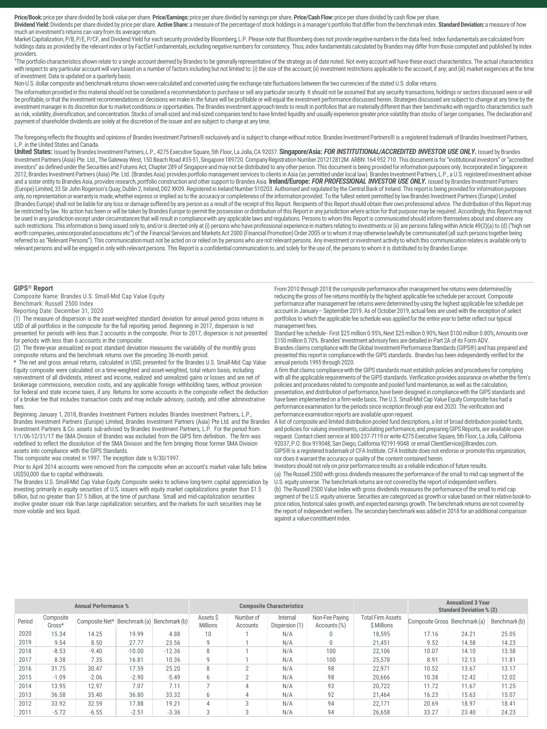**Price/Book:** price per share divided by book value per share. **Price/Earnings:** price per share divided by earnings per share. **Price/Cash Flow:** price per share divided by cash flow per share. **Dividend Yield:** Dividends per share divided by price per share. **Active Share:** a measure of the percentage of stock holdings in a manager's portfolio that differ from the benchmark index. **Standard Deviation:** a measure of how much an investment's returns can vary from its average return.

Market Capitalization, P/B, P/E, P/CF, and Dividend Yield for each security provided by Bloomberg, L.P. Please note that Bloomberg does not provide negative numbers in the data feed. Index fundamentals are calculated from holdings data as provided by the relevant index or by FactSet Fundamentals, excluding negative numbers for consistency. Thus, index fundamentals calculated by Brandes may differ from those computed and published by index providers.

†The portfolio characteristics shown relate to a single account deemed by Brandes to be generally representative of the strategy as of date noted. Not every account will have these exact characteristics. The actual characteristics with respect to any particular account will vary based on a number of factors including but not limited to: (i) the size of the account; (ii) investment restrictions applicable to the account, if any; and (iii) market exigencies at the time of investment. Data is updated on a quarterly basis.

Non-U.S. dollar composite and benchmark returns shown were calculated and converted using the exchange rate fluctuations between the two currencies of the stated U.S. dollar returns.

The information provided in this material should not be considered a recommendation to purchase or sell any particular security. It should not be assumed that any security transactions, holdings or sectors discussed were or will be profitable, or that the investment recommendations or decisions we make in the future will be profitable or will equal the investment performance discussed herein. Strategies discussed are subject to change at any time by the investment manager in its discretion due to market conditions or opportunities. The Brandes investment approach tends to result in portfolios that are materially different than their benchmarks with regard to characteristics such as risk, volatility, diversification, and concentration. Stocks of small-sized and mid-sized companies tend to have limited liquidity and usually experience greater price volatility than stocks of larger companies. The declaration and payment of shareholder dividends are solely at the discretion of the issuer and are subject to change at any time.

The foregoing reflects the thoughts and opinions of Brandes Investment Partners® exclusively and is subject to change without notice. Brandes Investment Partners® is a registered trademark of Brandes Investment Partners, L.P. in the United States and Canada.

**United States:** Issued by Brandes Investment Partners, L.P., 4275 Executive Square, 5th Floor, La Jolla, CA 92037. **Singapore/Asia:** ***FOR INSTITUTIONAL/ACCREDITED INVESTOR USE ONLY.*** Issued by Brandes Investment Partners (Asia) Pte. Ltd., The Gateway West, 150 Beach Road #35-51, Singapore 189720. Company Registration Number 201212812M. ARBN: 164 952 710. This document is for "institutional investors" or "accredited investors" as defined under the Securities and Futures Act, Chapter 289 of Singapore and may not be distributed to any other person. This document is being provided for information purposes only. Incorporated in Singapore in 2012, Brandes Investment Partners (Asia) Pte. Ltd. (Brandes Asia) provides portfolio management services to clients in Asia (as permitted under local law). Brandes Investment Partners, L.P., a U.S. registered investment adviser and a sister entity to Brandes Asia, provides research, portfolio construction and other support to Brandes Asia. **Ireland/Europe:** ***FOR PROFESSIONAL INVESTOR USE ONLY.*** Issued by Brandes Investment Partners (Europe) Limited, 33 Sir John Rogerson's Quay, Dublin 2, Ireland, D02 XK09. Registered in Ireland Number 510203. Authorised and regulated by the Central Bank of Ireland. This report is being provided for information purposes only, no representation or warranty is made, whether express or implied as to the accuracy or completeness of the information provided. To the fullest extent permitted by law Brandes Investment Partners (Europe) Limited (Brandes Europe) shall not be liable for any loss or damage suffered by any person as a result of the receipt of this Report. Recipients of this Report should obtain their own professional advice. The distribution of this Report may be restricted by law. No action has been or will be taken by Brandes Europe to permit the possession or distribution of this Report in any jurisdiction where action for that purpose may be required. Accordingly, this Report may not be used in any jurisdiction except under circumstances that will result in compliance with any applicable laws and regulations. Persons to whom this Report is communicated should inform themselves about and observe any such restrictions. This information is being issued only to, and/or is directed only at (i) persons who have professional experience in matters relating to investments or (ii) are persons falling within Article 49(2)(a) to (d) ("high net worth companies, unincorporated associations etc") of the Financial Services and Markets Act 2000 (Financial Promotion) Order 2005 or to whom it may otherwise lawfully be communicated (all such persons together being referred to as "Relevant Persons"). This communication must not be acted on or relied on by persons who are not relevant persons. Any investment or investment activity to which this communication relates is available only to relevant persons and will be engaged in only with relevant persons. This Report is a confidential communication to, and solely for the use of, the persons to whom it is distributed to by Brandes Europe.

## GIPS® Report

Composite Name: Brandes U.S. Small-Mid Cap Value Equity
Benchmark: Russell 2500 Index
Reporting Date: December 31, 2020

(1) The measure of dispersion is the asset-weighted standard deviation for annual period gross returns in USD of all portfolios in the composite for the full reporting period. Beginning in 2017, dispersion is not presented for periods with less than 2 accounts in the composite. Prior to 2017, dispersion is not presented for periods with less than 6 accounts in the composite.

(2) The three-year annualized ex-post standard deviation measures the variability of the monthly gross composite returns and the benchmark returns over the preceding 36-month period.

\* The net and gross annual returns, calculated in USD, presented for the Brandes U.S. Small-Mid Cap Value Equity composite were calculated on a time-weighted and asset-weighted, total return basis, including reinvestment of all dividends, interest and income, realized and unrealized gains or losses and are net of brokerage commissions, execution costs, and any applicable foreign withholding taxes, without provision for federal and state income taxes, if any. Returns for some accounts in the composite reflect the deduction of a broker fee that includes transaction costs and may include advisory, custody, and other administrative fees.

Beginning January 1, 2018, Brandes Investment Partners includes Brandes Investment Partners, L.P., Brandes Investment Partners (Europe) Limited, Brandes Investment Partners (Asia) Pte Ltd. and the Brandes Investment Partners & Co. assets sub-advised by Brandes Investment Partners, L.P. For the period from 1/1/06-12/31/17 the SMA Division of Brandes was excluded from the GIPS firm definition. The firm was redefined to reflect the dissolution of the SMA Division and the firm bringing those former SMA Division assets into compliance with the GIPS Standards.

This composite was created in 1997. The inception date is 9/30/1997.

Prior to April 2014 accounts were removed from the composite when an account's market value falls below US$50,000 due to capital withdrawals.

The Brandes U.S. Small-Mid Cap Value Equity Composite seeks to achieve long-term capital appreciation by investing primarily in equity securities of U.S. issuers with equity market capitalizations greater than $1.5 billion, but no greater than $7.5 billion, at the time of purchase. Small and mid-capitalization securities involve greater issuer risk than large capitalization securities, and the markets for such securities may be more volatile and less liquid.

From 2010 through 2018 the composite performance after management fee returns were determined by reducing the gross of fee returns monthly by the highest applicable fee schedule per account. Composite performance after management fee returns were determined by using the highest applicable fee schedule per account in January – September 2019. As of October 2019, actual fees are used with the exception of select portfolios to which the applicable fee schedule was applied for the entire year to better reflect our typical management fees.

Standard fee schedule - First $25 million 0.95%; Next $25 million 0.90%; Next $100 million 0.80%; Amounts over $150 million 0.70%. Brandes' investment advisory fees are detailed in Part 2A of its Form ADV.

Brandes claims compliance with the Global Investment Performance Standards (GIPS®) and has prepared and presented this report in compliance with the GIPS standards. Brandes has been independently verified for the annual periods 1995 through 2020.

A firm that claims compliance with the GIPS standards must establish policies and procedures for complying with all the applicable requirements of the GIPS standards. Verification provides assurance on whether the firm's policies and procedures related to composite and pooled fund maintenance, as well as the calculation, presentation, and distribution of performance, have been designed in compliance with the GIPS standards and have been implemented on a firm-wide basis. The U.S. Small-Mid Cap Value Equity Composite has had a performance examination for the periods since inception through year end 2020. The verification and performance examination reports are available upon request.

A list of composite and limited distribution pooled fund descriptions, a list of broad distribution pooled funds, and policies for valuing investments, calculating performance, and preparing GIPS Reports, are available upon request. Contact client service at 800-237-7119 or write 4275 Executive Square, 5th Floor, La Jolla, California 92037, P.O. Box 919048, San Diego, California 92191-9048 or email ClientService@Brandes.com.

GIPS® is a registered trademark of CFA Institute. CFA Institute does not endorse or promote this organization, nor does it warrant the accuracy or quality of the content contained herein.

Investors should not rely on prior performance results as a reliable indication of future results.

(a) The Russell 2500 with gross dividends measures the performance of the small to mid cap segment of the U.S. equity universe. The benchmark returns are not covered by the report of independent verifiers.

(b) The Russell 2500 Value Index with gross dividends measures the performance of the small to mid cap segment of the U.S. equity universe. Securities are categorized as growth or value based on their relative book-to-price ratios, historical sales growth, and expected earnings growth. The benchmark returns are not covered by the report of independent verifiers. The secondary benchmark was added in 2018 for an additional comparison against a value-constituent index.

| Annual Performance % | | | | | Composite Characteristics | | | | | Annualized 3 Year Standard Deviation % (2) | | |
|---|---|---|---|---|---|---|---|---|---|---|---|---|
| Period | Composite Gross* | Composite Net* | Benchmark (a) | Benchmark (b) | Assets $ Millions | Number of Accounts | Internal Dispersion (1) | Non-Fee Paying Accounts (%) | Total Firm Assets $ Millions | Composite Gross | Benchmark (a) | Benchmark (b) |
| 2020 | 15.34 | 14.25 | 19.99 | 4.88 | 10 | 1 | N/A | 0 | 18,595 | 17.16 | 24.21 | 25.05 |
| 2019 | 9.54 | 8.50 | 27.77 | 23.56 | 9 | 1 | N/A | 0 | 21,451 | 9.52 | 14.58 | 14.23 |
| 2018 | -8.53 | -9.40 | -10.00 | -12.36 | 8 | 1 | N/A | 100 | 22,106 | 10.07 | 14.10 | 13.58 |
| 2017 | 8.38 | 7.35 | 16.81 | 10.36 | 9 | 1 | N/A | 100 | 25,578 | 8.91 | 12.13 | 11.81 |
| 2016 | 31.75 | 30.47 | 17.59 | 25.20 | 8 | 2 | N/A | 98 | 22,971 | 10.52 | 13.67 | 13.17 |
| 2015 | -1.09 | -2.06 | -2.90 | -5.49 | 6 | 2 | N/A | 98 | 20,666 | 10.38 | 12.42 | 12.02 |
| 2014 | 13.95 | 12.97 | 7.07 | 7.11 | 7 | 4 | N/A | 93 | 20,722 | 11.72 | 11.67 | 11.25 |
| 2013 | 36.58 | 35.40 | 36.80 | 33.32 | 6 | 4 | N/A | 92 | 21,464 | 16.23 | 15.63 | 15.07 |
| 2012 | 33.92 | 32.59 | 17.88 | 19.21 | 4 | 3 | N/A | 94 | 22,171 | 20.69 | 18.97 | 18.41 |
| 2011 | -5.72 | -6.55 | -2.51 | -3.36 | 3 | 3 | N/A | 94 | 26,658 | 33.27 | 23.40 | 24.23 |